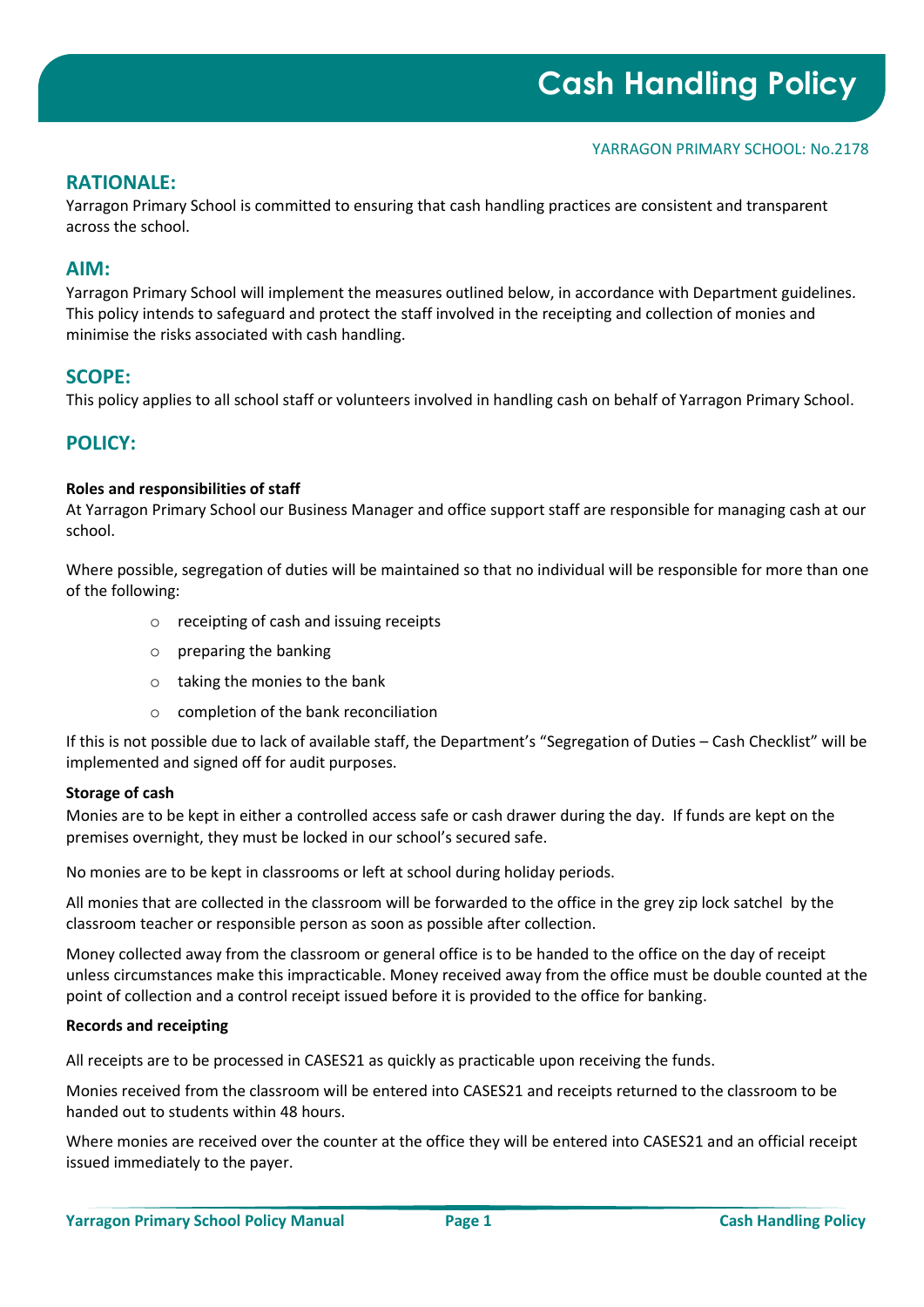# Cash Handling Policy

YARRAGON PRIMARY SCHOOL: No.2178

## RATIONALE:

Yarragon Primary School is committed to ensuring that cash handling practices are consistent and transparent across the school.

## AIM:

Yarragon Primary School will implement the measures outlined below, in accordance with Department guidelines. This policy intends to safeguard and protect the staff involved in the receipting and collection of monies and minimise the risks associated with cash handling.

## SCOPE:

This policy applies to all school staff or volunteers involved in handling cash on behalf of Yarragon Primary School.

## POLICY:

**Roles and responsibilities of staff**

At Yarragon Primary School our Business Manager and office support staff are responsible for managing cash at our school.

Where possible, segregation of duties will be maintained so that no individual will be responsible for more than one of the following:

- receipting of cash and issuing receipts
- preparing the banking
- taking the monies to the bank
- completion of the bank reconciliation

If this is not possible due to lack of available staff, the Department's "Segregation of Duties – Cash Checklist" will be implemented and signed off for audit purposes.

**Storage of cash**

Monies are to be kept in either a controlled access safe or cash drawer during the day. If funds are kept on the premises overnight, they must be locked in our school's secured safe.

No monies are to be kept in classrooms or left at school during holiday periods.

All monies that are collected in the classroom will be forwarded to the office in the grey zip lock satchel by the classroom teacher or responsible person as soon as possible after collection.

Money collected away from the classroom or general office is to be handed to the office on the day of receipt unless circumstances make this impracticable. Money received away from the office must be double counted at the point of collection and a control receipt issued before it is provided to the office for banking.

**Records and receipting**

All receipts are to be processed in CASES21 as quickly as practicable upon receiving the funds.

Monies received from the classroom will be entered into CASES21 and receipts returned to the classroom to be handed out to students within 48 hours.

Where monies are received over the counter at the office they will be entered into CASES21 and an official receipt issued immediately to the payer.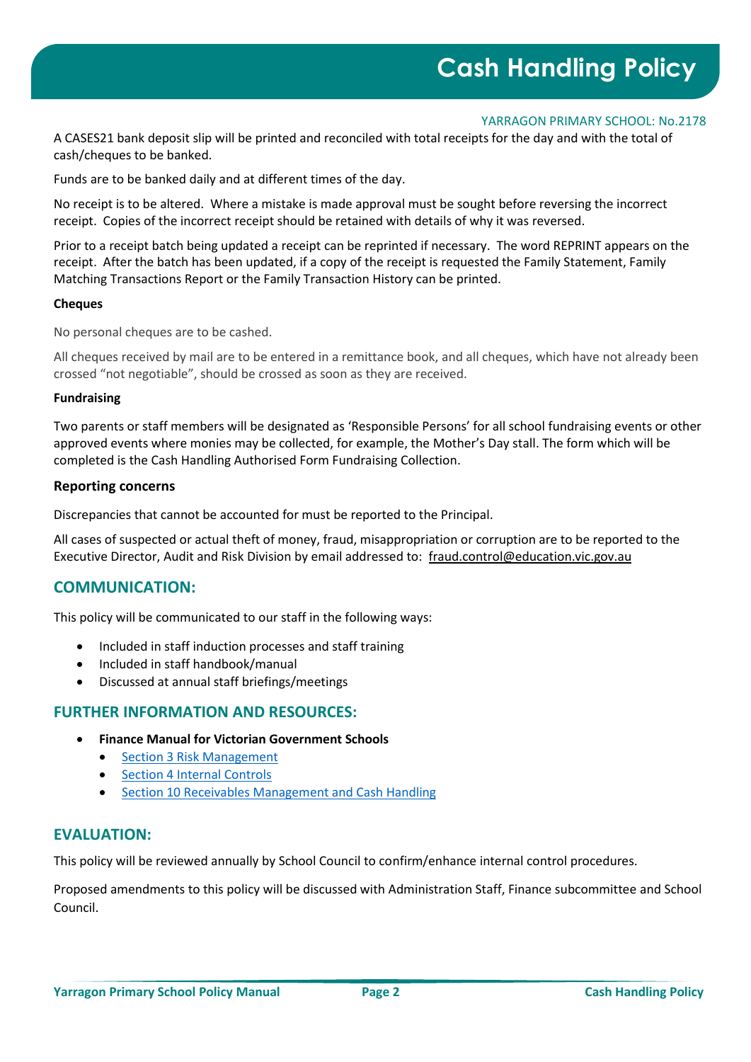A CASES21 bank deposit slip will be printed and reconciled with total receipts for the day and with the total of cash/cheques to be banked.

Funds are to be banked daily and at different times of the day.

No receipt is to be altered. Where a mistake is made approval must be sought before reversing the incorrect receipt. Copies of the incorrect receipt should be retained with details of why it was reversed.

Prior to a receipt batch being updated a receipt can be reprinted if necessary. The word REPRINT appears on the receipt. After the batch has been updated, if a copy of the receipt is requested the Family Statement, Family Matching Transactions Report or the Family Transaction History can be printed.

**Cheques**

No personal cheques are to be cashed.

All cheques received by mail are to be entered in a remittance book, and all cheques, which have not already been crossed "not negotiable", should be crossed as soon as they are received.

**Fundraising**

Two parents or staff members will be designated as 'Responsible Persons' for all school fundraising events or other approved events where monies may be collected, for example, the Mother's Day stall. The form which will be completed is the Cash Handling Authorised Form Fundraising Collection.

### Reporting concerns

Discrepancies that cannot be accounted for must be reported to the Principal.

All cases of suspected or actual theft of money, fraud, misappropriation or corruption are to be reported to the Executive Director, Audit and Risk Division by email addressed to: fraud.control@education.vic.gov.au

## COMMUNICATION:

This policy will be communicated to our staff in the following ways:

- Included in staff induction processes and staff training
- Included in staff handbook/manual
- Discussed at annual staff briefings/meetings

## FURTHER INFORMATION AND RESOURCES:

- **Finance Manual for Victorian Government Schools**
  - Section 3 Risk Management
  - Section 4 Internal Controls
  - Section 10 Receivables Management and Cash Handling

## EVALUATION:

This policy will be reviewed annually by School Council to confirm/enhance internal control procedures.

Proposed amendments to this policy will be discussed with Administration Staff, Finance subcommittee and School Council.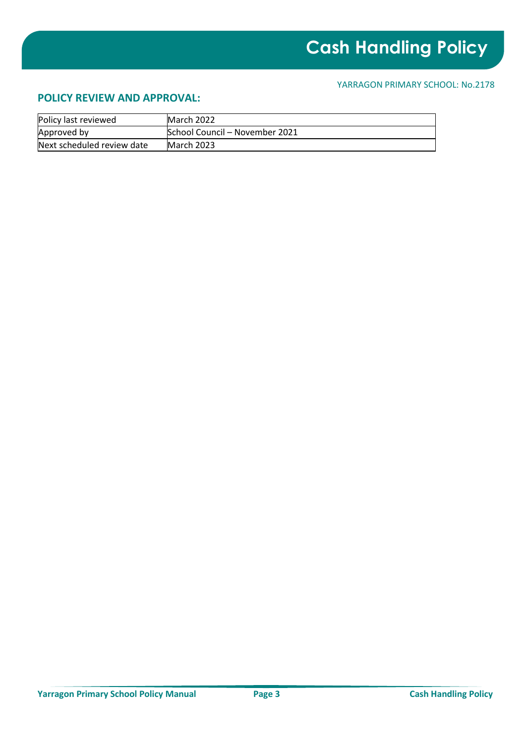## POLICY REVIEW AND APPROVAL:

| | |
|---|---|
| Policy last reviewed | March 2022 |
| Approved by | School Council – November 2021 |
| Next scheduled review date | March 2023 |